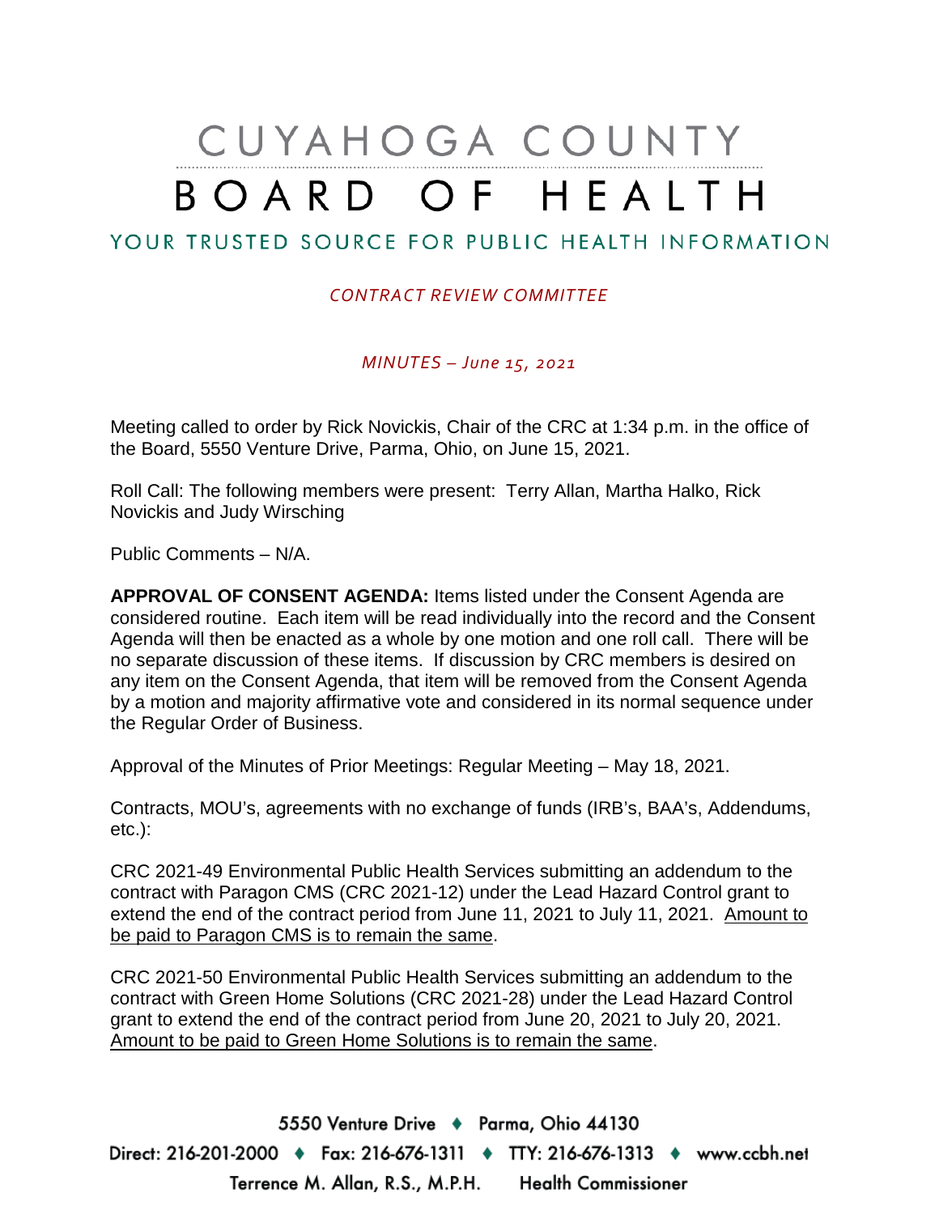# CUYAHOGA COUNTY BOARD OF HEALTH

## YOUR TRUSTED SOURCE FOR PUBLIC HEALTH INFORMATION

*CONTRACT REVIEW COMMITTEE*

*MINUTES – June 15, 2021*

Meeting called to order by Rick Novickis, Chair of the CRC at 1:34 p.m. in the office of the Board, 5550 Venture Drive, Parma, Ohio, on June 15, 2021.

Roll Call: The following members were present: Terry Allan, Martha Halko, Rick Novickis and Judy Wirsching

Public Comments – N/A.

**APPROVAL OF CONSENT AGENDA:** Items listed under the Consent Agenda are considered routine. Each item will be read individually into the record and the Consent Agenda will then be enacted as a whole by one motion and one roll call. There will be no separate discussion of these items. If discussion by CRC members is desired on any item on the Consent Agenda, that item will be removed from the Consent Agenda by a motion and majority affirmative vote and considered in its normal sequence under the Regular Order of Business.

Approval of the Minutes of Prior Meetings: Regular Meeting – May 18, 2021.

Contracts, MOU's, agreements with no exchange of funds (IRB's, BAA's, Addendums, etc.):

CRC 2021-49 Environmental Public Health Services submitting an addendum to the contract with Paragon CMS (CRC 2021-12) under the Lead Hazard Control grant to extend the end of the contract period from June 11, 2021 to July 11, 2021. Amount to be paid to Paragon CMS is to remain the same.

CRC 2021-50 Environmental Public Health Services submitting an addendum to the contract with Green Home Solutions (CRC 2021-28) under the Lead Hazard Control grant to extend the end of the contract period from June 20, 2021 to July 20, 2021. Amount to be paid to Green Home Solutions is to remain the same.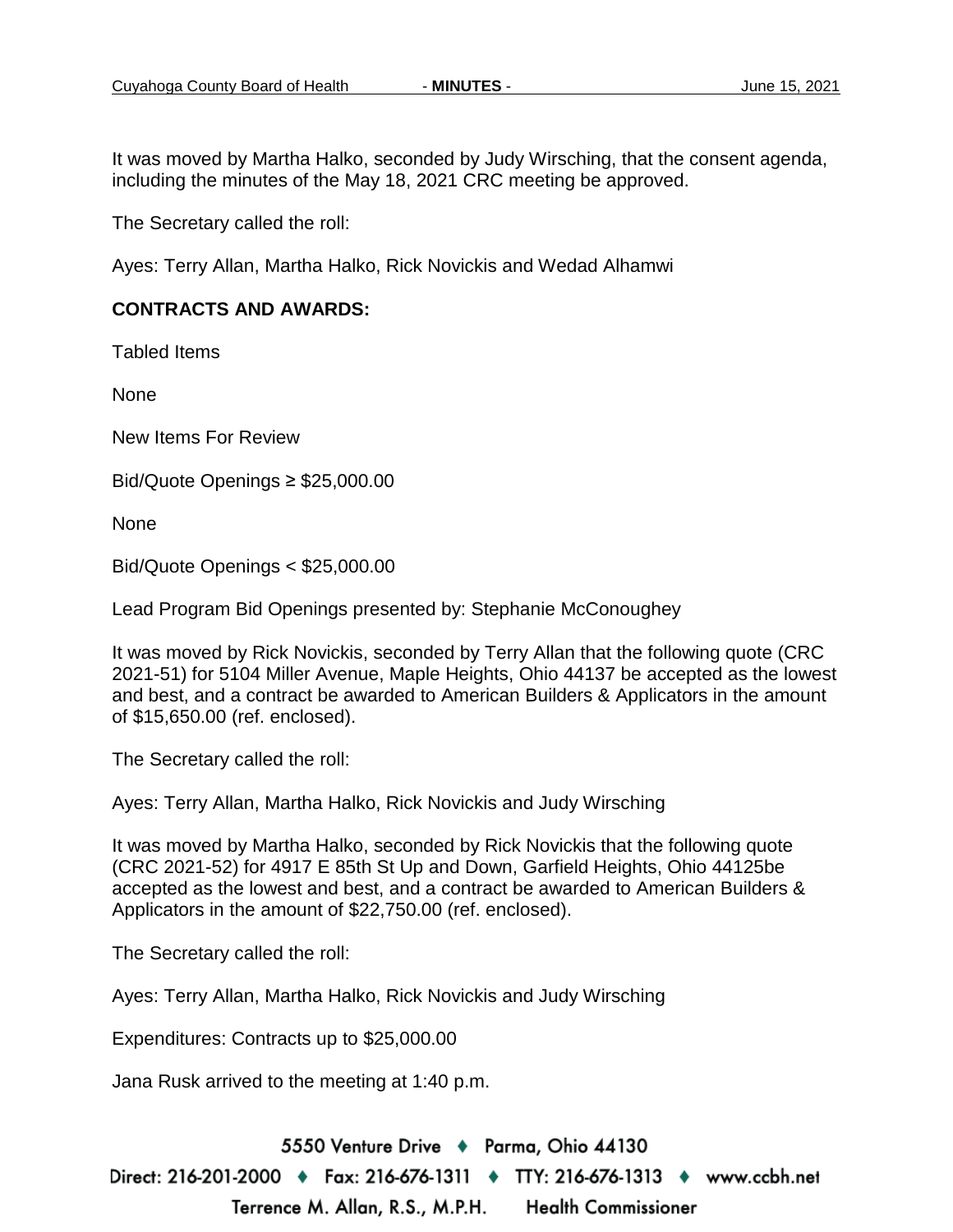It was moved by Martha Halko, seconded by Judy Wirsching, that the consent agenda, including the minutes of the May 18, 2021 CRC meeting be approved.

The Secretary called the roll:

Ayes: Terry Allan, Martha Halko, Rick Novickis and Wedad Alhamwi

**CONTRACTS AND AWARDS:**

Tabled Items

None

New Items For Review

Bid/Quote Openings ≥ $25,000.00

None

Bid/Quote Openings < $25,000.00

Lead Program Bid Openings presented by: Stephanie McConoughey

It was moved by Rick Novickis, seconded by Terry Allan that the following quote (CRC 2021-51) for 5104 Miller Avenue, Maple Heights, Ohio 44137 be accepted as the lowest and best, and a contract be awarded to American Builders & Applicators in the amount of $15,650.00 (ref. enclosed).

The Secretary called the roll:

Ayes: Terry Allan, Martha Halko, Rick Novickis and Judy Wirsching

It was moved by Martha Halko, seconded by Rick Novickis that the following quote (CRC 2021-52) for 4917 E 85th St Up and Down, Garfield Heights, Ohio 44125be accepted as the lowest and best, and a contract be awarded to American Builders & Applicators in the amount of $22,750.00 (ref. enclosed).

The Secretary called the roll:

Ayes: Terry Allan, Martha Halko, Rick Novickis and Judy Wirsching

Expenditures: Contracts up to $25,000.00

Jana Rusk arrived to the meeting at 1:40 p.m.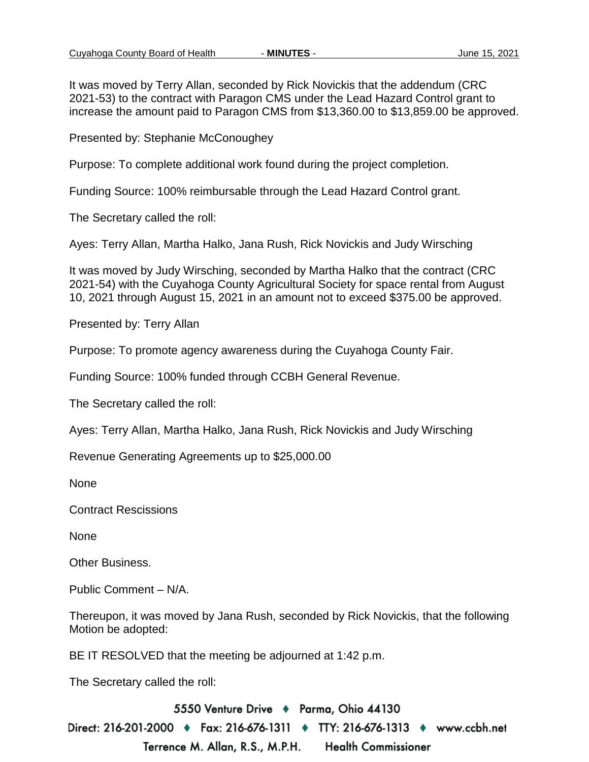It was moved by Terry Allan, seconded by Rick Novickis that the addendum (CRC 2021-53) to the contract with Paragon CMS under the Lead Hazard Control grant to increase the amount paid to Paragon CMS from $13,360.00 to $13,859.00 be approved.

Presented by: Stephanie McConoughey

Purpose: To complete additional work found during the project completion.

Funding Source: 100% reimbursable through the Lead Hazard Control grant.

The Secretary called the roll:

Ayes: Terry Allan, Martha Halko, Jana Rush, Rick Novickis and Judy Wirsching

It was moved by Judy Wirsching, seconded by Martha Halko that the contract (CRC 2021-54) with the Cuyahoga County Agricultural Society for space rental from August 10, 2021 through August 15, 2021 in an amount not to exceed $375.00 be approved.

Presented by: Terry Allan

Purpose: To promote agency awareness during the Cuyahoga County Fair.

Funding Source: 100% funded through CCBH General Revenue.

The Secretary called the roll:

Ayes: Terry Allan, Martha Halko, Jana Rush, Rick Novickis and Judy Wirsching

Revenue Generating Agreements up to $25,000.00

None

Contract Rescissions

None

Other Business.

Public Comment – N/A.

Thereupon, it was moved by Jana Rush, seconded by Rick Novickis, that the following Motion be adopted:

BE IT RESOLVED that the meeting be adjourned at 1:42 p.m.

The Secretary called the roll: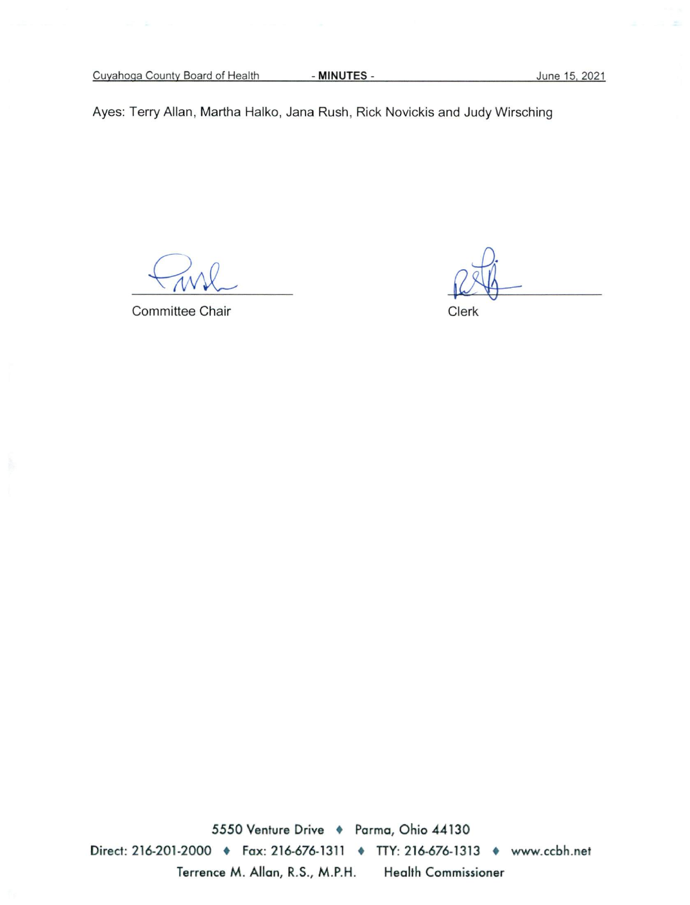Ayes: Terry Allan, Martha Halko, Jana Rush, Rick Novickis and Judy Wirsching

Committee Chair

Clerk

5550 Venture Drive ♦ Parma, Ohio 44130

Direct: 216-201-2000 ♦ Fax: 216-676-1311 ♦ TTY: 216-676-1313 ♦ www.ccbh.net

Terrence M. Allan, R.S., M.P.H. Health Commissioner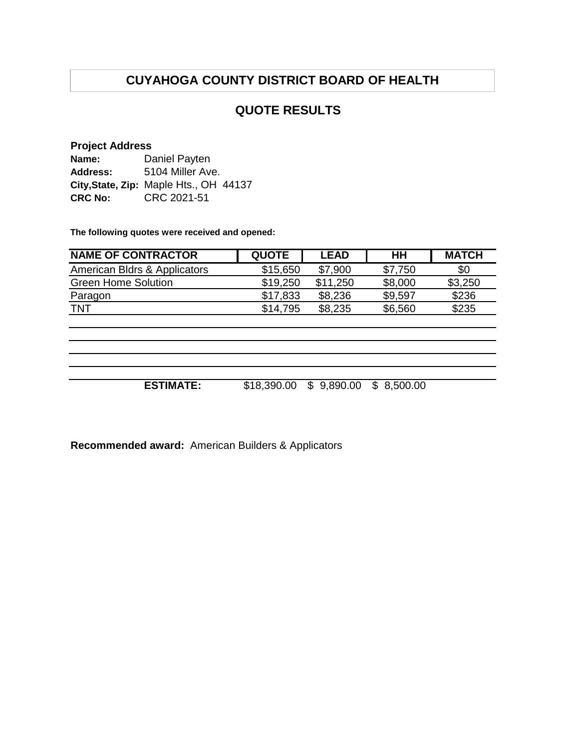# CUYAHOGA COUNTY DISTRICT BOARD OF HEALTH

## QUOTE RESULTS

**Project Address**
**Name:** Daniel Payten
**Address:** 5104 Miller Ave.
**City,State, Zip:** Maple Hts., OH 44137
**CRC No:** CRC 2021-51

**The following quotes were received and opened:**

| NAME OF CONTRACTOR | QUOTE | LEAD | HH | MATCH |
|---|---|---|---|---|
| American Bldrs & Applicators | $15,650 | $7,900 | $7,750 | $0 |
| Green Home Solution | $19,250 | $11,250 | $8,000 | $3,250 |
| Paragon | $17,833 | $8,236 | $9,597 | $236 |
| TNT | $14,795 | $8,235 | $6,560 | $235 |
| | | | | |
| | | | | |
| | | | | |
| | | | | |
| **ESTIMATE:** | $18,390.00 | $ 9,890.00 | $ 8,500.00 | |

**Recommended award:** American Builders & Applicators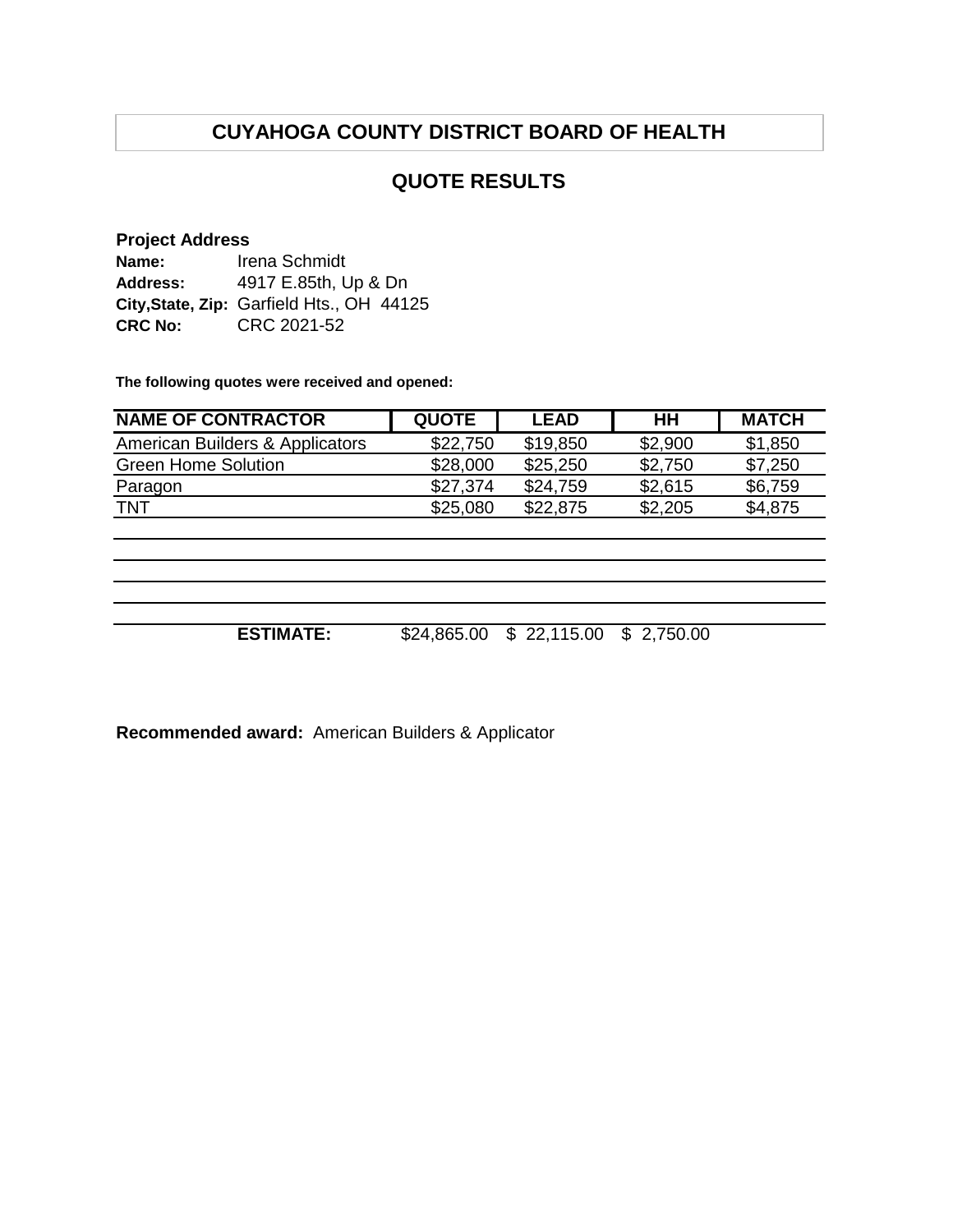# CUYAHOGA COUNTY DISTRICT BOARD OF HEALTH

## QUOTE RESULTS

**Project Address**

**Name:** Irena Schmidt
**Address:** 4917 E.85th, Up & Dn
**City,State, Zip:** Garfield Hts., OH 44125
**CRC No:** CRC 2021-52

**The following quotes were received and opened:**

| NAME OF CONTRACTOR | QUOTE | LEAD | HH | MATCH |
|---|---|---|---|---|
| American Builders & Applicators | $22,750 | $19,850 | $2,900 | $1,850 |
| Green Home Solution | $28,000 | $25,250 | $2,750 | $7,250 |
| Paragon | $27,374 | $24,759 | $2,615 | $6,759 |
| TNT | $25,080 | $22,875 | $2,205 | $4,875 |
| | | | | |
| | | | | |
| | | | | |
| | | | | |
| **ESTIMATE:** | $24,865.00 | $ 22,115.00 | $ 2,750.00 | |

**Recommended award:** American Builders & Applicator